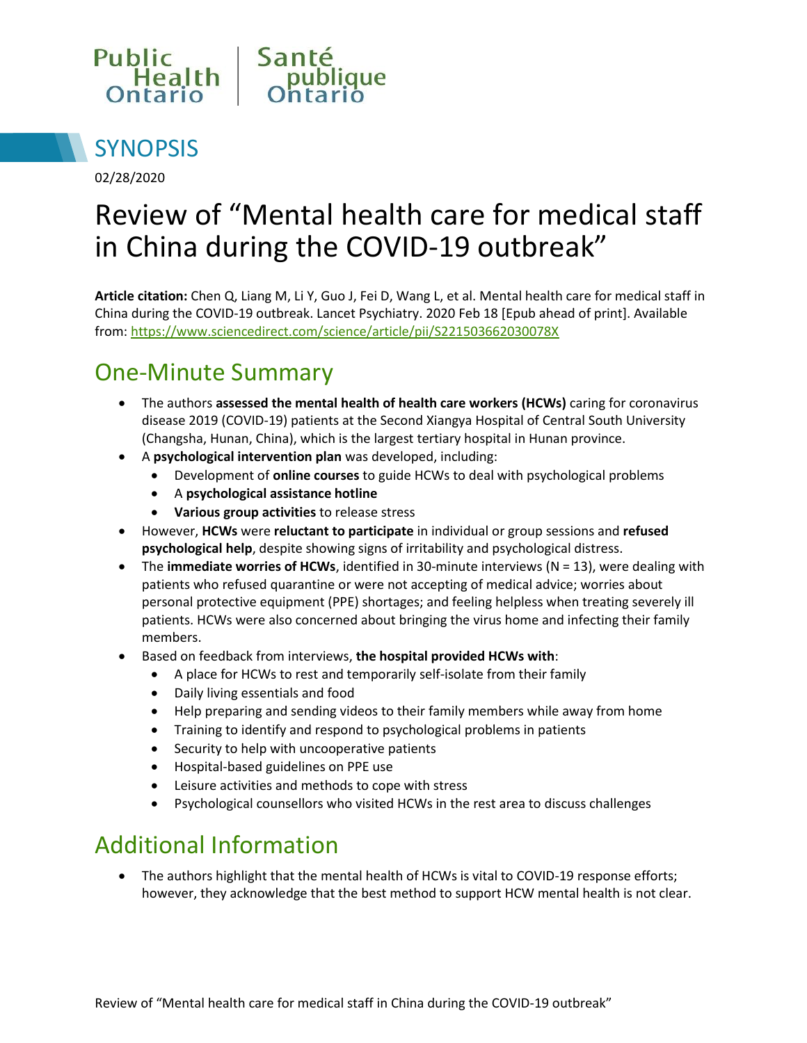Public Health Ontario | Santé publique Ontario

# SYNOPSIS

02/28/2020

# Review of "Mental health care for medical staff in China during the COVID-19 outbreak"

**Article citation:** Chen Q, Liang M, Li Y, Guo J, Fei D, Wang L, et al. Mental health care for medical staff in China during the COVID-19 outbreak. Lancet Psychiatry. 2020 Feb 18 [Epub ahead of print]. Available from: https://www.sciencedirect.com/science/article/pii/S221503662030078X

## One-Minute Summary

- The authors **assessed the mental health of health care workers (HCWs)** caring for coronavirus disease 2019 (COVID-19) patients at the Second Xiangya Hospital of Central South University (Changsha, Hunan, China), which is the largest tertiary hospital in Hunan province.
- A **psychological intervention plan** was developed, including:
  - Development of **online courses** to guide HCWs to deal with psychological problems
  - A **psychological assistance hotline**
  - **Various group activities** to release stress
- However, **HCWs** were **reluctant to participate** in individual or group sessions and **refused psychological help**, despite showing signs of irritability and psychological distress.
- The **immediate worries of HCWs**, identified in 30-minute interviews (N = 13), were dealing with patients who refused quarantine or were not accepting of medical advice; worries about personal protective equipment (PPE) shortages; and feeling helpless when treating severely ill patients. HCWs were also concerned about bringing the virus home and infecting their family members.
- Based on feedback from interviews, **the hospital provided HCWs with**:
  - A place for HCWs to rest and temporarily self-isolate from their family
  - Daily living essentials and food
  - Help preparing and sending videos to their family members while away from home
  - Training to identify and respond to psychological problems in patients
  - Security to help with uncooperative patients
  - Hospital-based guidelines on PPE use
  - Leisure activities and methods to cope with stress
  - Psychological counsellors who visited HCWs in the rest area to discuss challenges

## Additional Information

- The authors highlight that the mental health of HCWs is vital to COVID-19 response efforts; however, they acknowledge that the best method to support HCW mental health is not clear.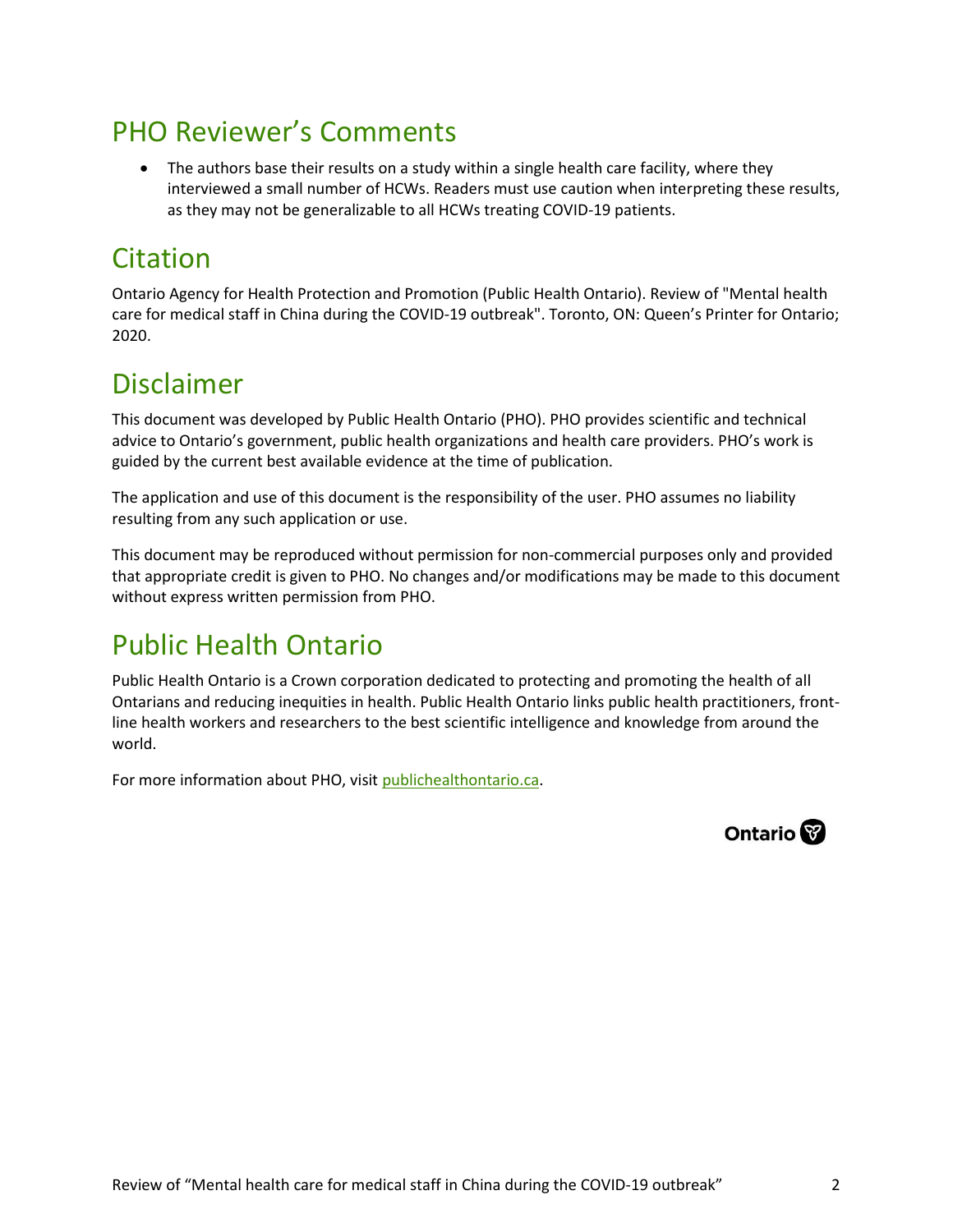## PHO Reviewer's Comments

- The authors base their results on a study within a single health care facility, where they interviewed a small number of HCWs. Readers must use caution when interpreting these results, as they may not be generalizable to all HCWs treating COVID-19 patients.

## Citation

Ontario Agency for Health Protection and Promotion (Public Health Ontario). Review of "Mental health care for medical staff in China during the COVID-19 outbreak". Toronto, ON: Queen's Printer for Ontario; 2020.

## Disclaimer

This document was developed by Public Health Ontario (PHO). PHO provides scientific and technical advice to Ontario's government, public health organizations and health care providers. PHO's work is guided by the current best available evidence at the time of publication.

The application and use of this document is the responsibility of the user. PHO assumes no liability resulting from any such application or use.

This document may be reproduced without permission for non-commercial purposes only and provided that appropriate credit is given to PHO. No changes and/or modifications may be made to this document without express written permission from PHO.

## Public Health Ontario

Public Health Ontario is a Crown corporation dedicated to protecting and promoting the health of all Ontarians and reducing inequities in health. Public Health Ontario links public health practitioners, front-line health workers and researchers to the best scientific intelligence and knowledge from around the world.

For more information about PHO, visit [publichealthontario.ca](publichealthontario.ca).

Ontario